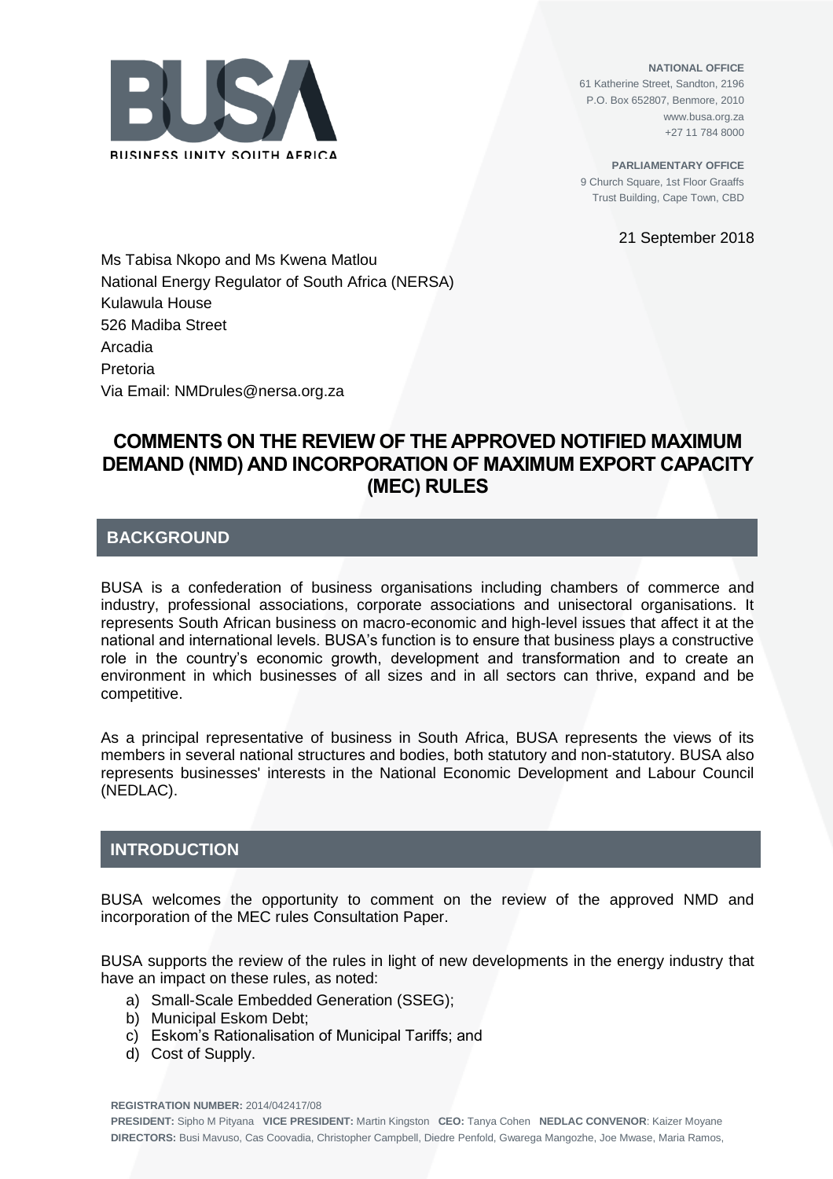BUSINESS UNITY SOUTH AFRICA

**NATIONAL OFFICE**
61 Katherine Street, Sandton, 2196
P.O. Box 652807, Benmore, 2010
www.busa.org.za
+27 11 784 8000

**PARLIAMENTARY OFFICE**
9 Church Square, 1st Floor Graaffs
Trust Building, Cape Town, CBD

21 September 2018

Ms Tabisa Nkopo and Ms Kwena Matlou
National Energy Regulator of South Africa (NERSA)
Kulawula House
526 Madiba Street
Arcadia
Pretoria
Via Email: NMDrules@nersa.org.za

# COMMENTS ON THE REVIEW OF THE APPROVED NOTIFIED MAXIMUM DEMAND (NMD) AND INCORPORATION OF MAXIMUM EXPORT CAPACITY (MEC) RULES

## BACKGROUND

BUSA is a confederation of business organisations including chambers of commerce and industry, professional associations, corporate associations and unisectoral organisations. It represents South African business on macro-economic and high-level issues that affect it at the national and international levels. BUSA's function is to ensure that business plays a constructive role in the country's economic growth, development and transformation and to create an environment in which businesses of all sizes and in all sectors can thrive, expand and be competitive.

As a principal representative of business in South Africa, BUSA represents the views of its members in several national structures and bodies, both statutory and non-statutory. BUSA also represents businesses' interests in the National Economic Development and Labour Council (NEDLAC).

## INTRODUCTION

BUSA welcomes the opportunity to comment on the review of the approved NMD and incorporation of the MEC rules Consultation Paper.

BUSA supports the review of the rules in light of new developments in the energy industry that have an impact on these rules, as noted:

a) Small-Scale Embedded Generation (SSEG);
b) Municipal Eskom Debt;
c) Eskom's Rationalisation of Municipal Tariffs; and
d) Cost of Supply.

**REGISTRATION NUMBER:** 2014/042417/08
**PRESIDENT:** Sipho M Pityana **VICE PRESIDENT:** Martin Kingston **CEO:** Tanya Cohen **NEDLAC CONVENOR**: Kaizer Moyane
**DIRECTORS:** Busi Mavuso, Cas Coovadia, Christopher Campbell, Diedre Penfold, Gwarega Mangozhe, Joe Mwase, Maria Ramos,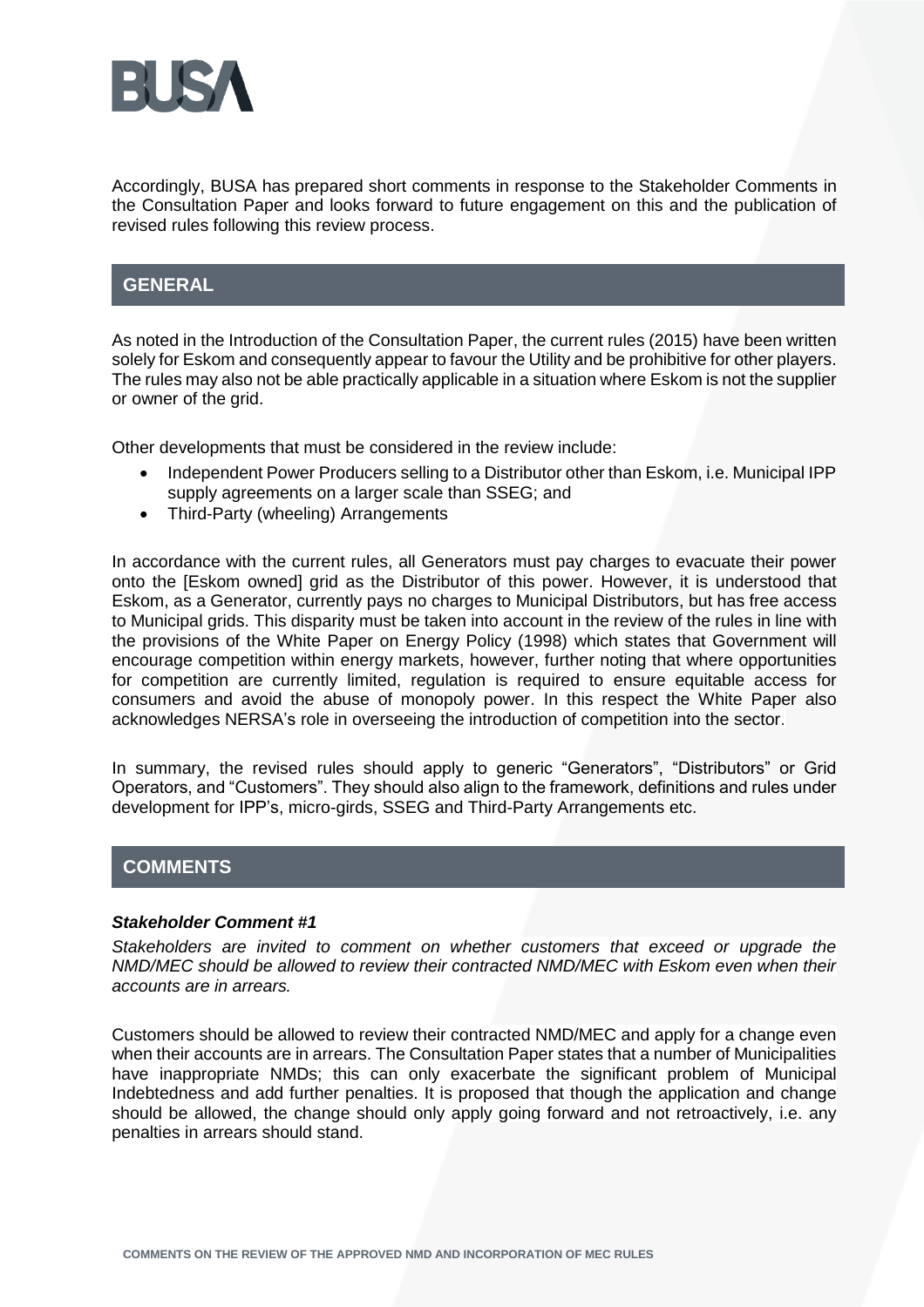Accordingly, BUSA has prepared short comments in response to the Stakeholder Comments in the Consultation Paper and looks forward to future engagement on this and the publication of revised rules following this review process.

## GENERAL

As noted in the Introduction of the Consultation Paper, the current rules (2015) have been written solely for Eskom and consequently appear to favour the Utility and be prohibitive for other players. The rules may also not be able practically applicable in a situation where Eskom is not the supplier or owner of the grid.

Other developments that must be considered in the review include:

- Independent Power Producers selling to a Distributor other than Eskom, i.e. Municipal IPP supply agreements on a larger scale than SSEG; and
- Third-Party (wheeling) Arrangements

In accordance with the current rules, all Generators must pay charges to evacuate their power onto the [Eskom owned] grid as the Distributor of this power. However, it is understood that Eskom, as a Generator, currently pays no charges to Municipal Distributors, but has free access to Municipal grids. This disparity must be taken into account in the review of the rules in line with the provisions of the White Paper on Energy Policy (1998) which states that Government will encourage competition within energy markets, however, further noting that where opportunities for competition are currently limited, regulation is required to ensure equitable access for consumers and avoid the abuse of monopoly power. In this respect the White Paper also acknowledges NERSA's role in overseeing the introduction of competition into the sector.

In summary, the revised rules should apply to generic "Generators", "Distributors" or Grid Operators, and "Customers". They should also align to the framework, definitions and rules under development for IPP's, micro-girds, SSEG and Third-Party Arrangements etc.

## COMMENTS

***Stakeholder Comment #1***

*Stakeholders are invited to comment on whether customers that exceed or upgrade the NMD/MEC should be allowed to review their contracted NMD/MEC with Eskom even when their accounts are in arrears.*

Customers should be allowed to review their contracted NMD/MEC and apply for a change even when their accounts are in arrears. The Consultation Paper states that a number of Municipalities have inappropriate NMDs; this can only exacerbate the significant problem of Municipal Indebtedness and add further penalties. It is proposed that though the application and change should be allowed, the change should only apply going forward and not retroactively, i.e. any penalties in arrears should stand.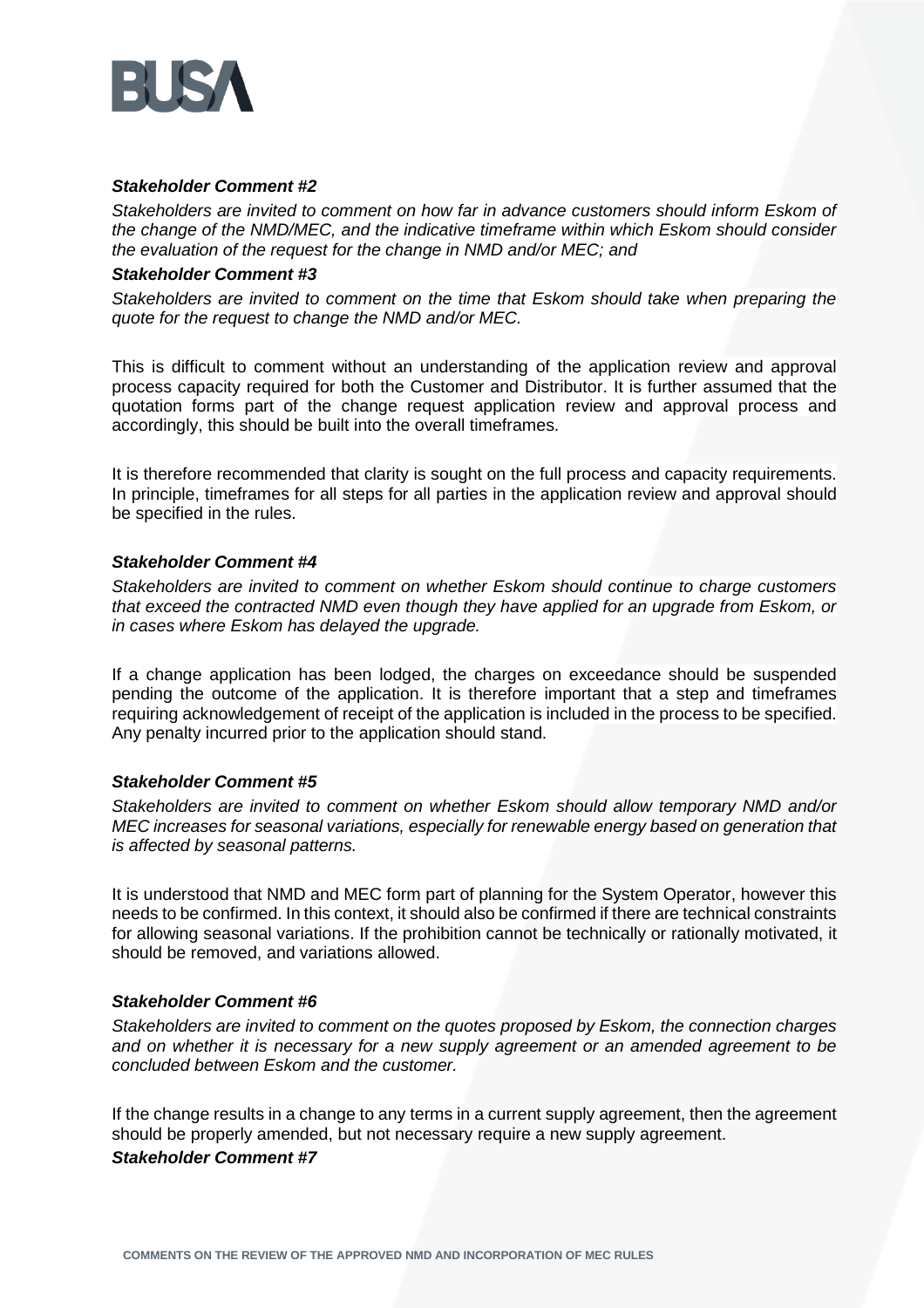***Stakeholder Comment #2***

*Stakeholders are invited to comment on how far in advance customers should inform Eskom of the change of the NMD/MEC, and the indicative timeframe within which Eskom should consider the evaluation of the request for the change in NMD and/or MEC; and*

***Stakeholder Comment #3***

*Stakeholders are invited to comment on the time that Eskom should take when preparing the quote for the request to change the NMD and/or MEC.*

This is difficult to comment without an understanding of the application review and approval process capacity required for both the Customer and Distributor. It is further assumed that the quotation forms part of the change request application review and approval process and accordingly, this should be built into the overall timeframes.

It is therefore recommended that clarity is sought on the full process and capacity requirements. In principle, timeframes for all steps for all parties in the application review and approval should be specified in the rules.

***Stakeholder Comment #4***

*Stakeholders are invited to comment on whether Eskom should continue to charge customers that exceed the contracted NMD even though they have applied for an upgrade from Eskom, or in cases where Eskom has delayed the upgrade.*

If a change application has been lodged, the charges on exceedance should be suspended pending the outcome of the application. It is therefore important that a step and timeframes requiring acknowledgement of receipt of the application is included in the process to be specified. Any penalty incurred prior to the application should stand.

***Stakeholder Comment #5***

*Stakeholders are invited to comment on whether Eskom should allow temporary NMD and/or MEC increases for seasonal variations, especially for renewable energy based on generation that is affected by seasonal patterns.*

It is understood that NMD and MEC form part of planning for the System Operator, however this needs to be confirmed. In this context, it should also be confirmed if there are technical constraints for allowing seasonal variations. If the prohibition cannot be technically or rationally motivated, it should be removed, and variations allowed.

***Stakeholder Comment #6***

*Stakeholders are invited to comment on the quotes proposed by Eskom, the connection charges and on whether it is necessary for a new supply agreement or an amended agreement to be concluded between Eskom and the customer.*

If the change results in a change to any terms in a current supply agreement, then the agreement should be properly amended, but not necessary require a new supply agreement.

***Stakeholder Comment #7***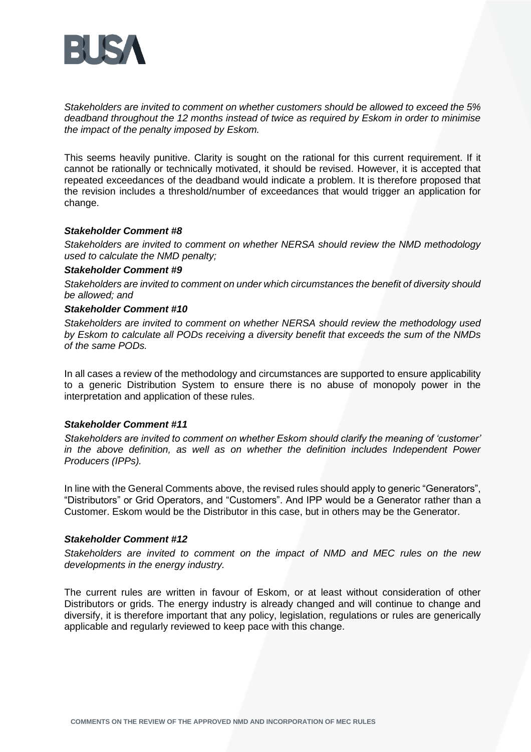*Stakeholders are invited to comment on whether customers should be allowed to exceed the 5% deadband throughout the 12 months instead of twice as required by Eskom in order to minimise the impact of the penalty imposed by Eskom.*

This seems heavily punitive. Clarity is sought on the rational for this current requirement. If it cannot be rationally or technically motivated, it should be revised. However, it is accepted that repeated exceedances of the deadband would indicate a problem. It is therefore proposed that the revision includes a threshold/number of exceedances that would trigger an application for change.

***Stakeholder Comment #8***

*Stakeholders are invited to comment on whether NERSA should review the NMD methodology used to calculate the NMD penalty;*

***Stakeholder Comment #9***

*Stakeholders are invited to comment on under which circumstances the benefit of diversity should be allowed; and*

***Stakeholder Comment #10***

*Stakeholders are invited to comment on whether NERSA should review the methodology used by Eskom to calculate all PODs receiving a diversity benefit that exceeds the sum of the NMDs of the same PODs.*

In all cases a review of the methodology and circumstances are supported to ensure applicability to a generic Distribution System to ensure there is no abuse of monopoly power in the interpretation and application of these rules.

***Stakeholder Comment #11***

*Stakeholders are invited to comment on whether Eskom should clarify the meaning of 'customer' in the above definition, as well as on whether the definition includes Independent Power Producers (IPPs).*

In line with the General Comments above, the revised rules should apply to generic "Generators", "Distributors" or Grid Operators, and "Customers". And IPP would be a Generator rather than a Customer. Eskom would be the Distributor in this case, but in others may be the Generator.

***Stakeholder Comment #12***

*Stakeholders are invited to comment on the impact of NMD and MEC rules on the new developments in the energy industry.*

The current rules are written in favour of Eskom, or at least without consideration of other Distributors or grids. The energy industry is already changed and will continue to change and diversify, it is therefore important that any policy, legislation, regulations or rules are generically applicable and regularly reviewed to keep pace with this change.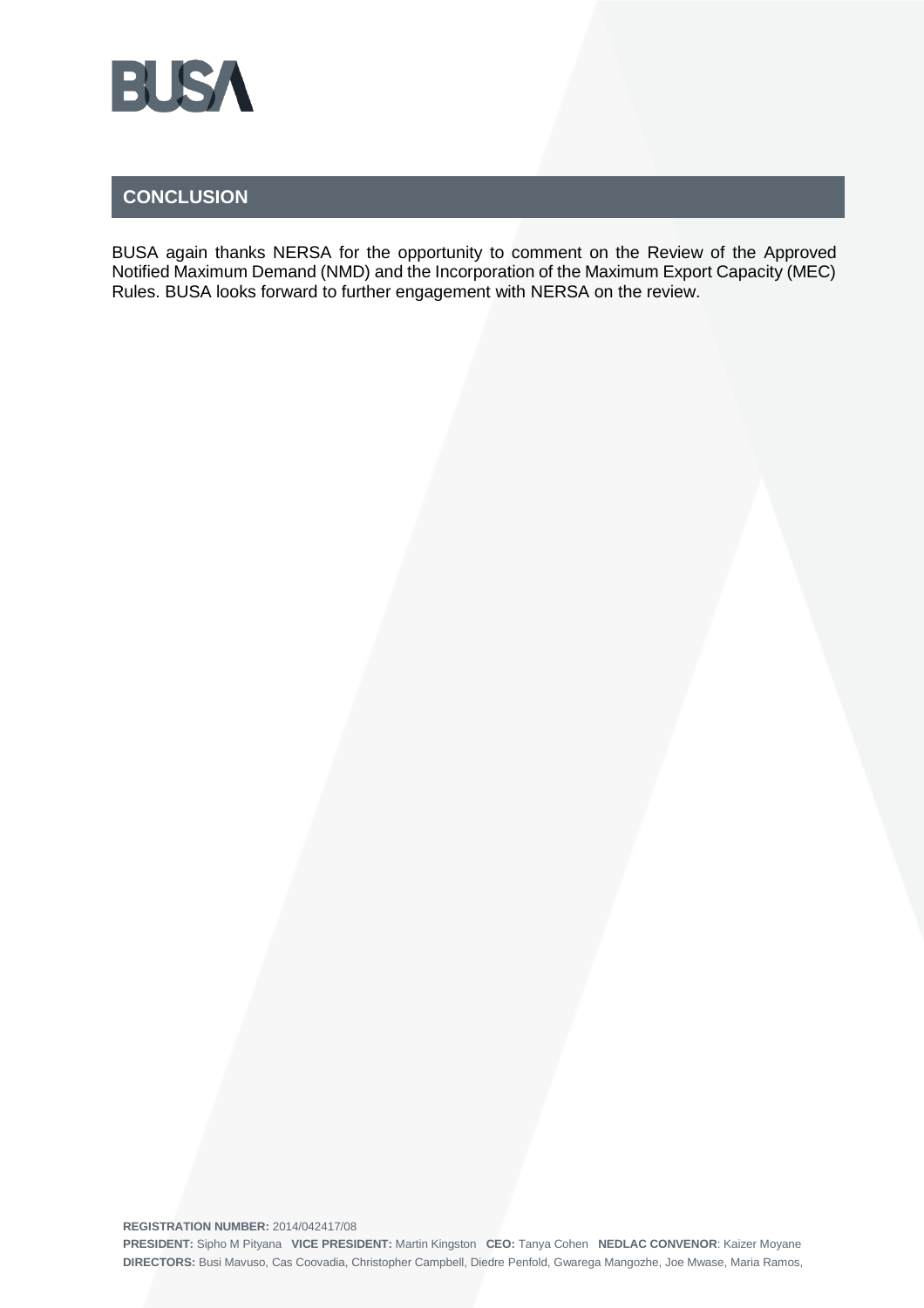## CONCLUSION

BUSA again thanks NERSA for the opportunity to comment on the Review of the Approved Notified Maximum Demand (NMD) and the Incorporation of the Maximum Export Capacity (MEC) Rules. BUSA looks forward to further engagement with NERSA on the review.